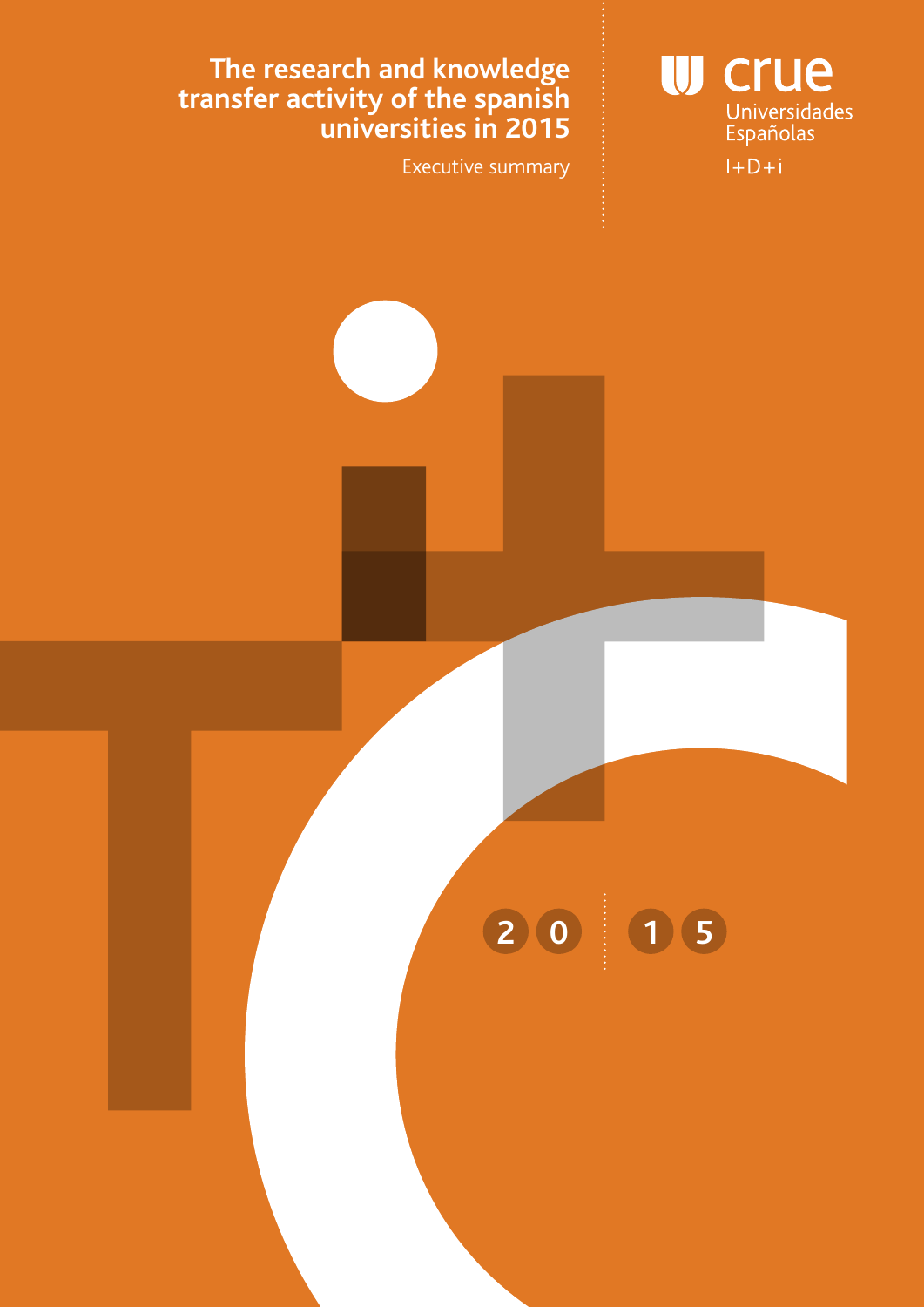# The research and knowledge transfer activity of the spanish universities in 2015

Executive summary

crue
Universidades Españolas
I+D+i

2015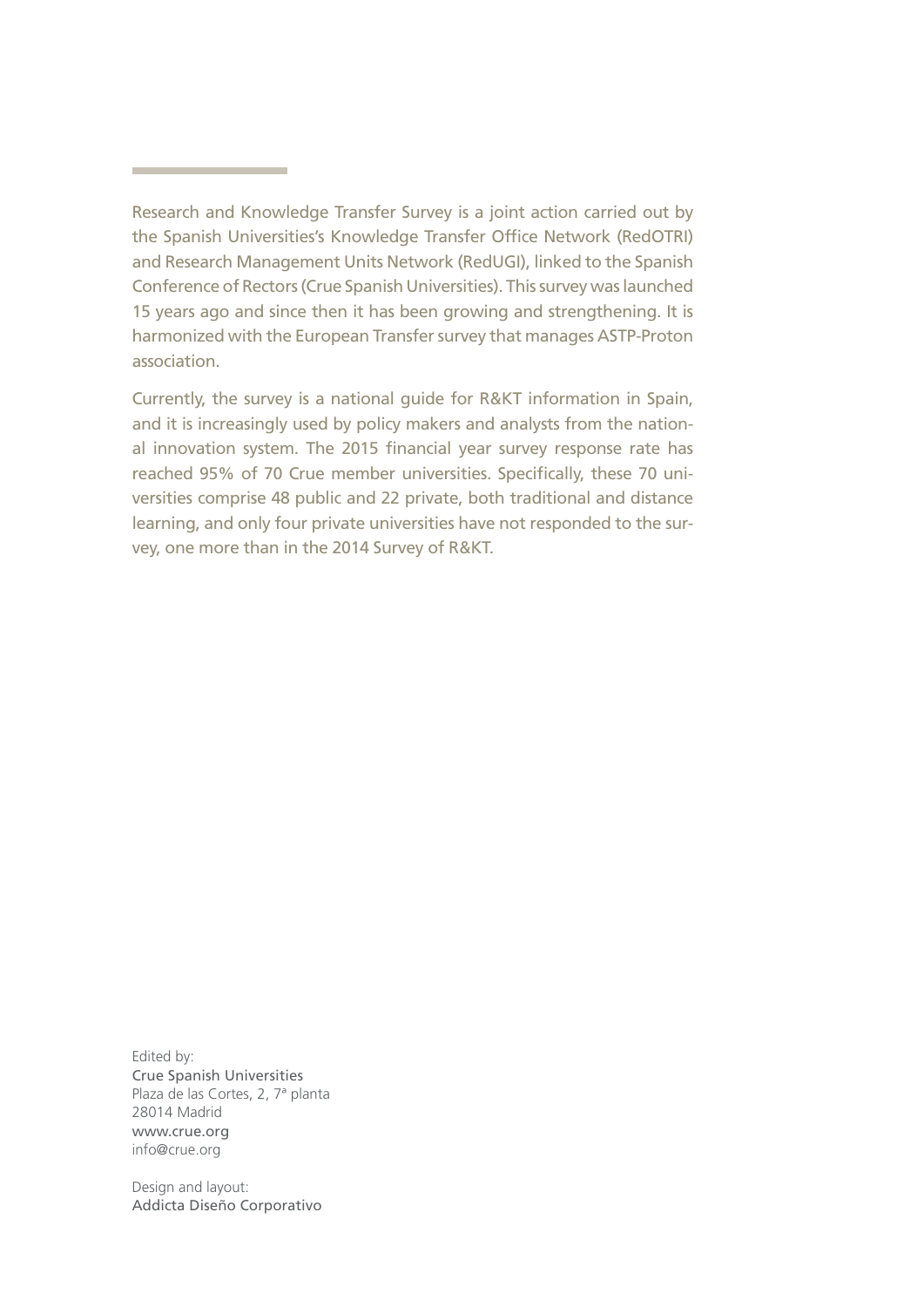Research and Knowledge Transfer Survey is a joint action carried out by the Spanish Universities's Knowledge Transfer Office Network (RedOTRI) and Research Management Units Network (RedUGI), linked to the Spanish Conference of Rectors (Crue Spanish Universities). This survey was launched 15 years ago and since then it has been growing and strengthening. It is harmonized with the European Transfer survey that manages ASTP-Proton association.

Currently, the survey is a national guide for R&KT information in Spain, and it is increasingly used by policy makers and analysts from the national innovation system. The 2015 financial year survey response rate has reached 95% of 70 Crue member universities. Specifically, these 70 universities comprise 48 public and 22 private, both traditional and distance learning, and only four private universities have not responded to the survey, one more than in the 2014 Survey of R&KT.

Edited by:
Crue Spanish Universities
Plaza de las Cortes, 2, 7ª planta
28014 Madrid
www.crue.org
info@crue.org

Design and layout:
Addicta Diseño Corporativo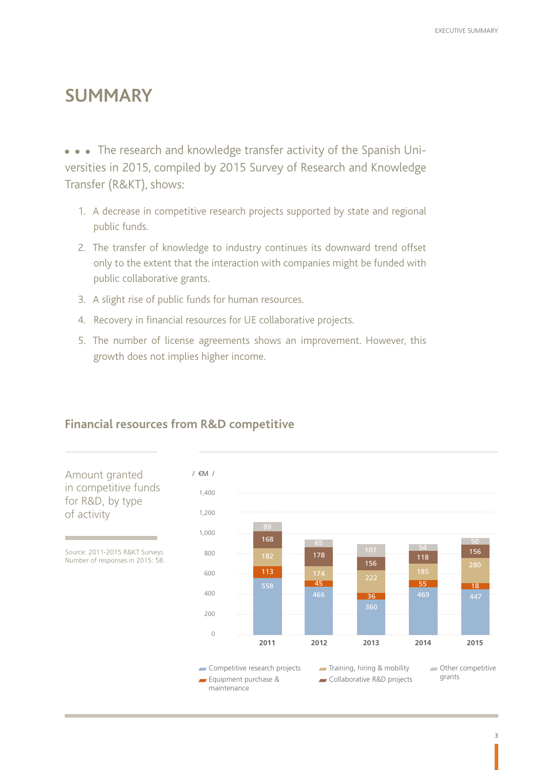# SUMMARY

• • • The research and knowledge transfer activity of the Spanish Universities in 2015, compiled by 2015 Survey of Research and Knowledge Transfer (R&KT), shows:

1. A decrease in competitive research projects supported by state and regional public funds.
2. The transfer of knowledge to industry continues its downward trend offset only to the extent that the interaction with companies might be funded with public collaborative grants.
3. A slight rise of public funds for human resources.
4. Recovery in financial resources for UE collaborative projects.
5. The number of license agreements shows an improvement. However, this growth does not implies higher income.

## Financial resources from R&D competitive

Amount granted in competitive funds for R&D, by type of activity

Source: 2011-2015 R&KT Surveys. Number of responses in 2015: 58.

/ €M /

1,400
1,200
1,000
800
600
400
200
0

2011: 558, 113, 182, 168, 89
2012: 466, 45, 174, 178, 65
2013: 360, 36, 222, 156, 107
2014: 469, 55, 185, 118, 54
2015: 447, 18, 280, 156, 50

Competitive research projects
Equipment purchase & maintenance
Training, hiring & mobility
Collaborative R&D projects
Other competitive grants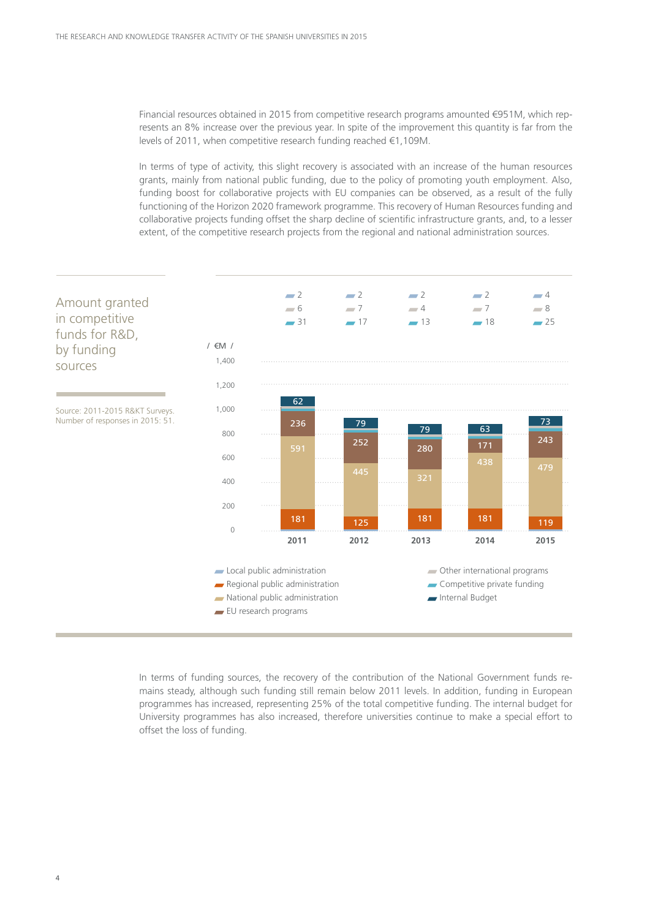Financial resources obtained in 2015 from competitive research programs amounted €951M, which represents an 8% increase over the previous year. In spite of the improvement this quantity is far from the levels of 2011, when competitive research funding reached €1,109M.

In terms of type of activity, this slight recovery is associated with an increase of the human resources grants, mainly from national public funding, due to the policy of promoting youth employment. Also, funding boost for collaborative projects with EU companies can be observed, as a result of the fully functioning of the Horizon 2020 framework programme. This recovery of Human Resources funding and collaborative projects funding offset the sharp decline of scientific infrastructure grants, and, to a lesser extent, of the competitive research projects from the regional and national administration sources.

## Amount granted in competitive funds for R&D, by funding sources

Source: 2011-2015 R&KT Surveys. Number of responses in 2015: 51.

/ €M /

| Funding source | 2011 | 2012 | 2013 | 2014 | 2015 |
|---|---|---|---|---|---|
| Local public administration | 2 | 2 | 2 | 2 | 4 |
| Regional public administration | 181 | 125 | 181 | 181 | 119 |
| National public administration | 591 | 445 | 321 | 438 | 479 |
| EU research programs | 236 | 252 | 280 | 171 | 243 |
| Other international programs | 6 | 7 | 4 | 7 | 8 |
| Competitive private funding | 31 | 17 | 13 | 18 | 25 |
| Internal Budget | 62 | 79 | 79 | 63 | 73 |

In terms of funding sources, the recovery of the contribution of the National Government funds remains steady, although such funding still remain below 2011 levels. In addition, funding in European programmes has increased, representing 25% of the total competitive funding. The internal budget for University programmes has also increased, therefore universities continue to make a special effort to offset the loss of funding.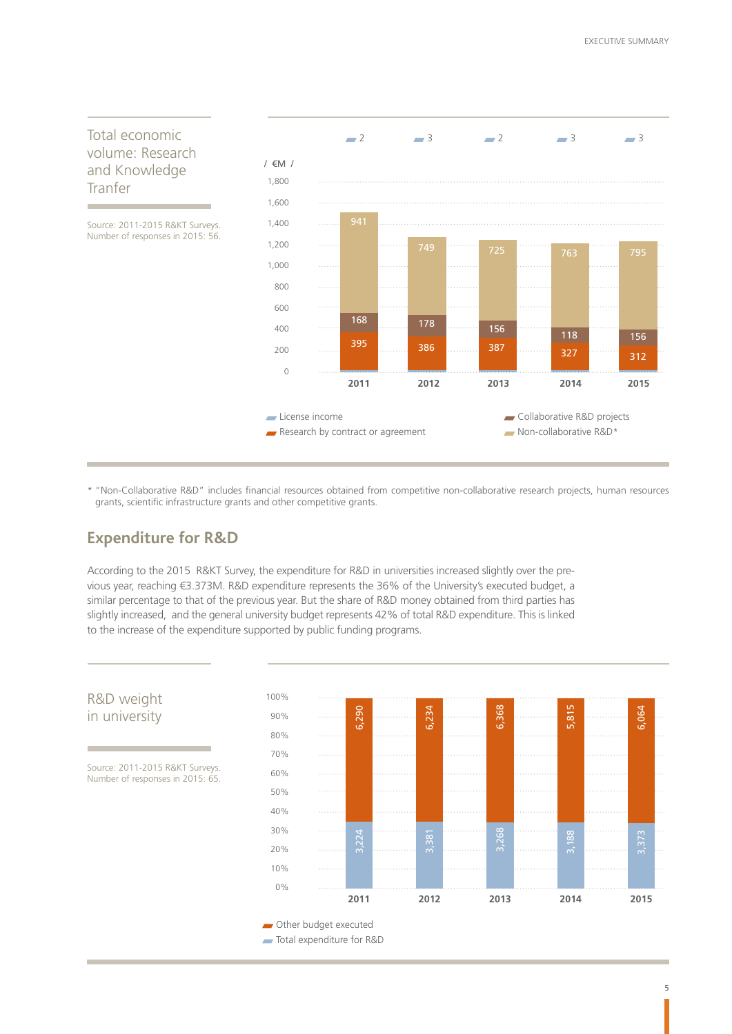Total economic volume: Research and Knowledge Tranfer

Source: 2011-2015 R&KT Surveys. Number of responses in 2015: 56.

/ €M /

1,800
1,600
1,400
1,200
1,000
800
600
400
200
0

2 3 2 3 3

941 749 725 763 795

168 178 156 118 156

395 386 387 327 312

2011 2012 2013 2014 2015

License income
Research by contract or agreement
Collaborative R&D projects
Non-collaborative R&D*

\* "Non-Collaborative R&D" includes financial resources obtained from competitive non-collaborative research projects, human resources grants, scientific infrastructure grants and other competitive grants.

## Expenditure for R&D

According to the 2015 R&KT Survey, the expenditure for R&D in universities increased slightly over the previous year, reaching €3.373M. R&D expenditure represents the 36% of the University's executed budget, a similar percentage to that of the previous year. But the share of R&D money obtained from third parties has slightly increased, and the general university budget represents 42% of total R&D expenditure. This is linked to the increase of the expenditure supported by public funding programs.

R&D weight in university

Source: 2011-2015 R&KT Surveys. Number of responses in 2015: 65.

100%
90%
80%
70%
60%
50%
40%
30%
20%
10%
0%

6,290 6,234 6,368 5,815 6,064

3,224 3,381 3,268 3,188 3,373

2011 2012 2013 2014 2015

Other budget executed
Total expenditure for R&D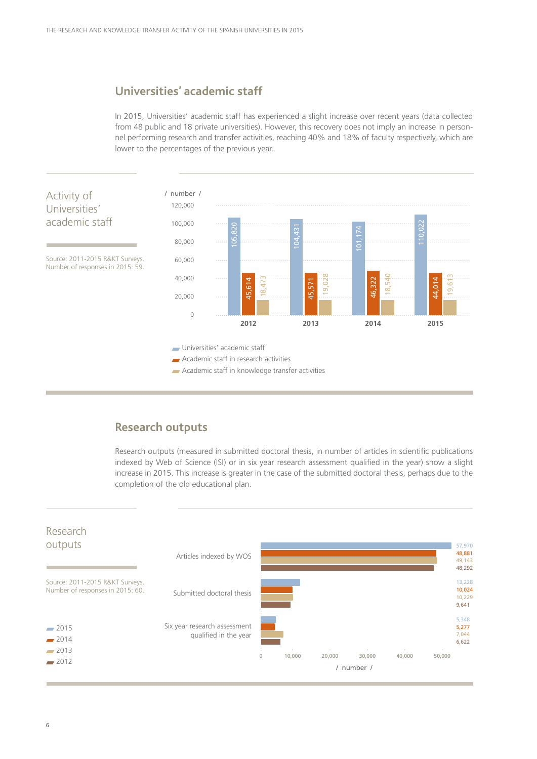## Universities' academic staff

In 2015, Universities' academic staff has experienced a slight increase over recent years (data collected from 48 public and 18 private universities). However, this recovery does not imply an increase in personnel performing research and transfer activities, reaching 40% and 18% of faculty respectively, which are lower to the percentages of the previous year.

### Activity of Universities' academic staff

Source: 2011-2015 R&KT Surveys. Number of responses in 2015: 59.

/ number /

120,000
100,000
80,000
60,000
40,000
20,000
0

2012: 105,820 · 45,614 · 18,473
2013: 104,431 · 45,571 · 19,028
2014: 101,174 · 46,322 · 18,540
2015: 110,022 · 44,014 · 19,613

Universities' academic staff
Academic staff in research activities
Academic staff in knowledge transfer activities

## Research outputs

Research outputs (measured in submitted doctoral thesis, in number of articles in scientific publications indexed by Web of Science (ISI) or in six year research assessment qualified in the year) show a slight increase in 2015. This increase is greater in the case of the submitted doctoral thesis, perhaps due to the completion of the old educational plan.

### Research outputs

Source: 2011-2015 R&KT Surveys. Number of responses in 2015: 60.

2015
2014
2013
2012

Articles indexed by WOS: 57,970 · 48,881 · 49,143 · 48,292
Submitted doctoral thesis: 13,228 · 10,024 · 10,229 · 9,641
Six year research assessment qualified in the year: 5,348 · 5,277 · 7,044 · 6,622

0 · 10,000 · 20,000 · 30,000 · 40,000 · 50,000

/ number /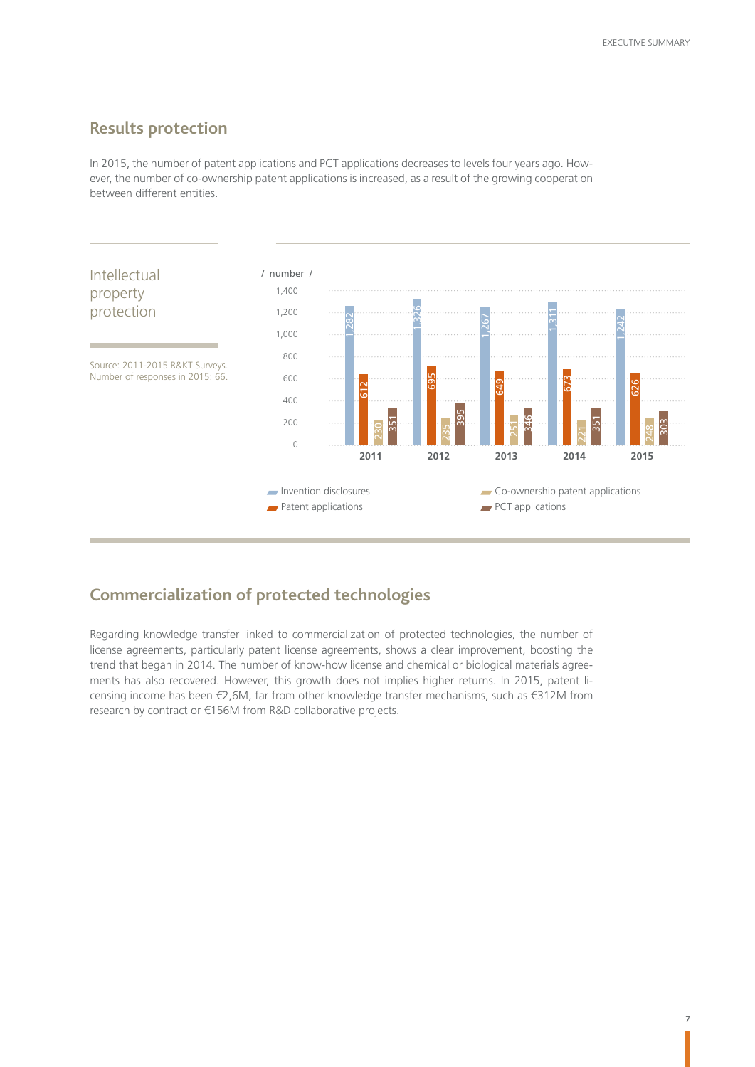## Results protection

In 2015, the number of patent applications and PCT applications decreases to levels four years ago. However, the number of co-ownership patent applications is increased, as a result of the growing cooperation between different entities.

Intellectual property protection

Source: 2011-2015 R&KT Surveys. Number of responses in 2015: 66.

/ number /

1,400
1,200
1,000
800
600
400
200
0

2011: 1,282 612 230 351
2012: 1,326 695 235 395
2013: 1,267 649 251 346
2014: 1,311 673 221 351
2015: 1,242 626 248 303

Invention disclosures
Patent applications
Co-ownership patent applications
PCT applications

## Commercialization of protected technologies

Regarding knowledge transfer linked to commercialization of protected technologies, the number of license agreements, particularly patent license agreements, shows a clear improvement, boosting the trend that began in 2014. The number of know-how license and chemical or biological materials agreements has also recovered. However, this growth does not implies higher returns. In 2015, patent licensing income has been €2,6M, far from other knowledge transfer mechanisms, such as €312M from research by contract or €156M from R&D collaborative projects.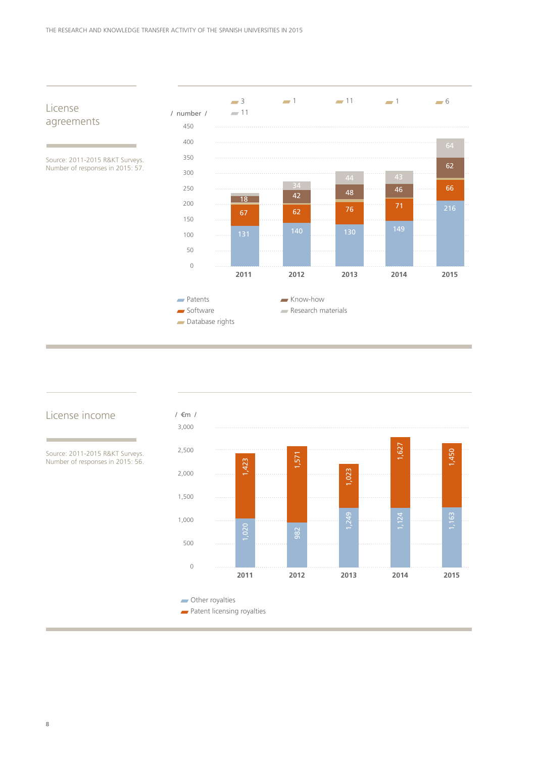## License agreements

Source: 2011-2015 R&KT Surveys. Number of responses in 2015: 57.

/ number /

450
400
350
300
250
200
150
100
50
0

2011: 131, 67, 18, 3, 11
2012: 140, 62, 42, 34, 1
2013: 130, 76, 48, 44, 11
2014: 149, 71, 46, 43, 1
2015: 216, 66, 62, 64, 6

Patents
Software
Database rights
Know-how
Research materials

## License income

Source: 2011-2015 R&KT Surveys. Number of responses in 2015: 56.

/ €m /

3,000
2,500
2,000
1,500
1,000
500
0

2011: 1,020, 1,423
2012: 982, 1,571
2013: 1,249, 1,023
2014: 1,124, 1,627
2015: 1,163, 1,450

Other royalties
Patent licensing royalties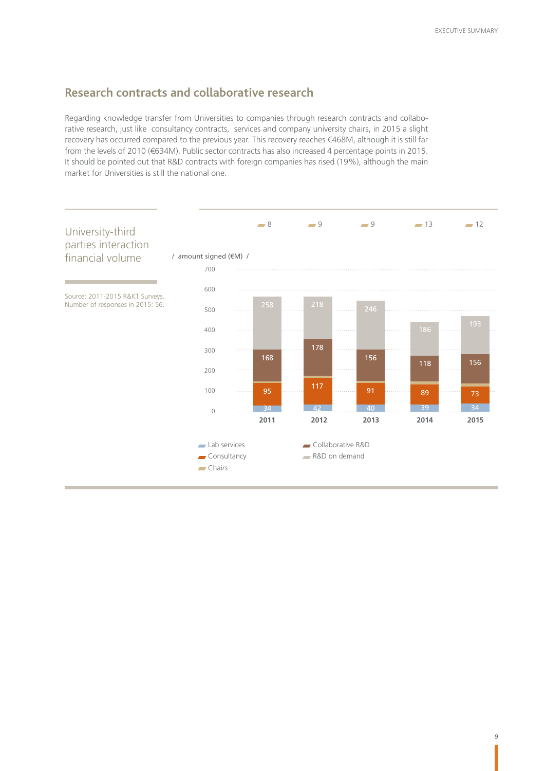## Research contracts and collaborative research

Regarding knowledge transfer from Universities to companies through research contracts and collaborative research, just like consultancy contracts, services and company university chairs, in 2015 a slight recovery has occurred compared to the previous year. This recovery reaches €468M, although it is still far from the levels of 2010 (€634M). Public sector contracts has also increased 4 percentage points in 2015. It should be pointed out that R&D contracts with foreign companies has rised (19%), although the main market for Universities is still the national one.

University-third parties interaction financial volume

Source: 2011-2015 R&KT Surveys.
Number of responses in 2015: 56.

/ amount signed (€M) /

700
600
500
400
300
200
100
0

8
9
9
13
12

258
218
246
186
193

168
178
156
118
156

95
117
91
89
73

34
42
40
39
34

2011
2012
2013
2014
2015

Lab services
Consultancy
Chairs
Collaborative R&D
R&D on demand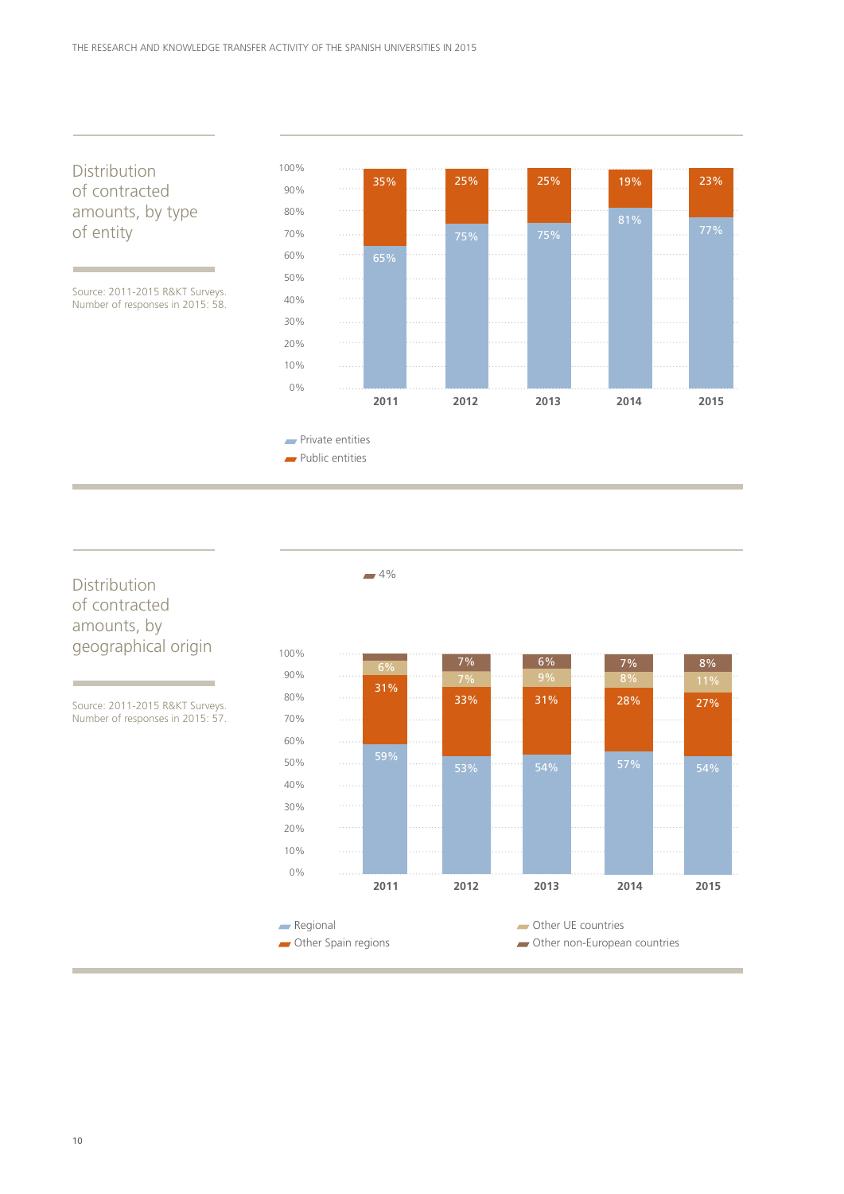## Distribution of contracted amounts, by type of entity

Source: 2011-2015 R&KT Surveys. Number of responses in 2015: 58.

100%
90%
80%
70%
60%
50%
40%
30%
20%
10%
0%

2011: 35% / 65%
2012: 25% / 75%
2013: 25% / 75%
2014: 19% / 81%
2015: 23% / 77%

Private entities
Public entities

## Distribution of contracted amounts, by geographical origin

Source: 2011-2015 R&KT Surveys. Number of responses in 2015: 57.

4%

100%
90%
80%
70%
60%
50%
40%
30%
20%
10%
0%

2011: 6% / 31% / 59%
2012: 7% / 7% / 33% / 53%
2013: 6% / 9% / 31% / 54%
2014: 7% / 8% / 28% / 57%
2015: 8% / 11% / 27% / 54%

Regional
Other Spain regions
Other UE countries
Other non-European countries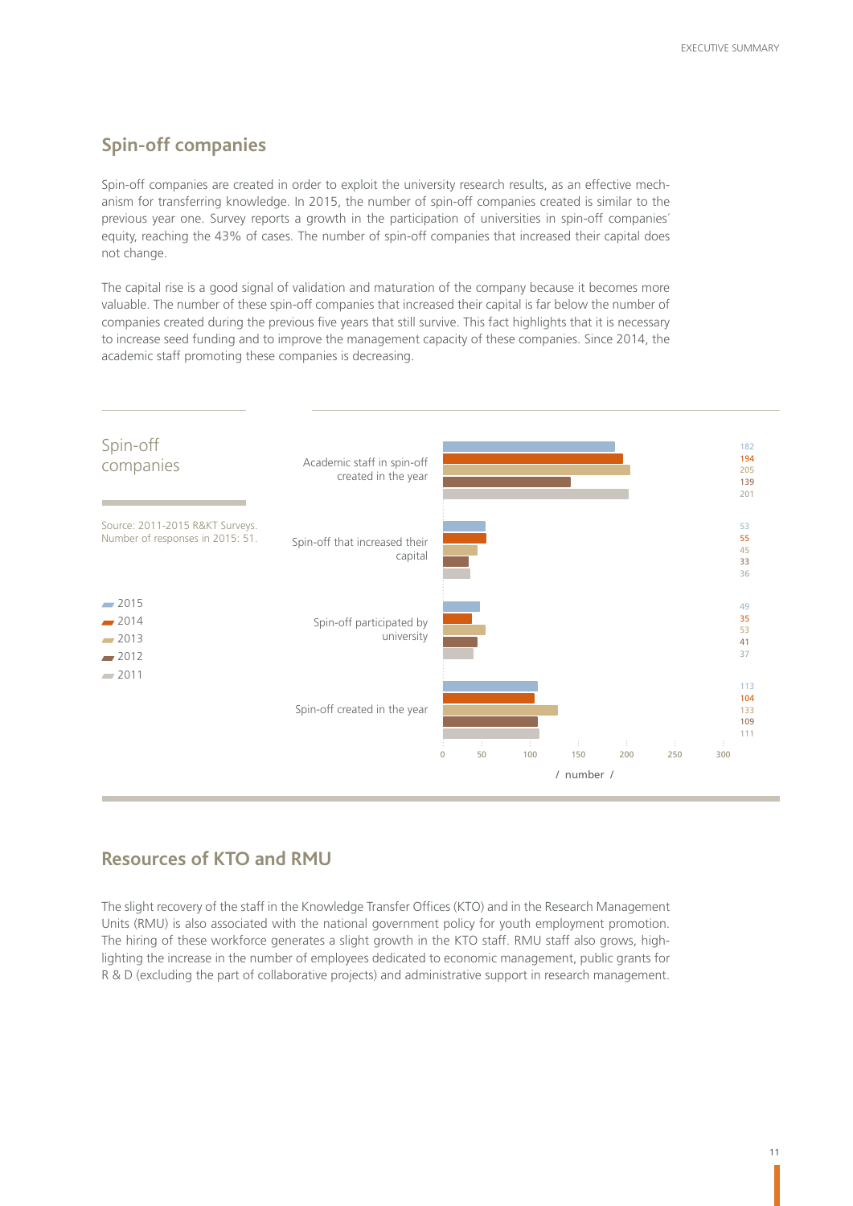## Spin-off companies

Spin-off companies are created in order to exploit the university research results, as an effective mechanism for transferring knowledge. In 2015, the number of spin-off companies created is similar to the previous year one. Survey reports a growth in the participation of universities in spin-off companies´ equity, reaching the 43% of cases. The number of spin-off companies that increased their capital does not change.

The capital rise is a good signal of validation and maturation of the company because it becomes more valuable. The number of these spin-off companies that increased their capital is far below the number of companies created during the previous five years that still survive. This fact highlights that it is necessary to increase seed funding and to improve the management capacity of these companies. Since 2014, the academic staff promoting these companies is decreasing.

Spin-off companies

Source: 2011-2015 R&KT Surveys. Number of responses in 2015: 51.

2015
2014
2013
2012
2011

Academic staff in spin-off created in the year
182
194
205
139
201

Spin-off that increased their capital
53
55
45
33
36

Spin-off participated by university
49
35
53
41
37

Spin-off created in the year
113
104
133
109
111

0 50 100 150 200 250 300

/ number /

## Resources of KTO and RMU

The slight recovery of the staff in the Knowledge Transfer Offices (KTO) and in the Research Management Units (RMU) is also associated with the national government policy for youth employment promotion. The hiring of these workforce generates a slight growth in the KTO staff. RMU staff also grows, highlighting the increase in the number of employees dedicated to economic management, public grants for R & D (excluding the part of collaborative projects) and administrative support in research management.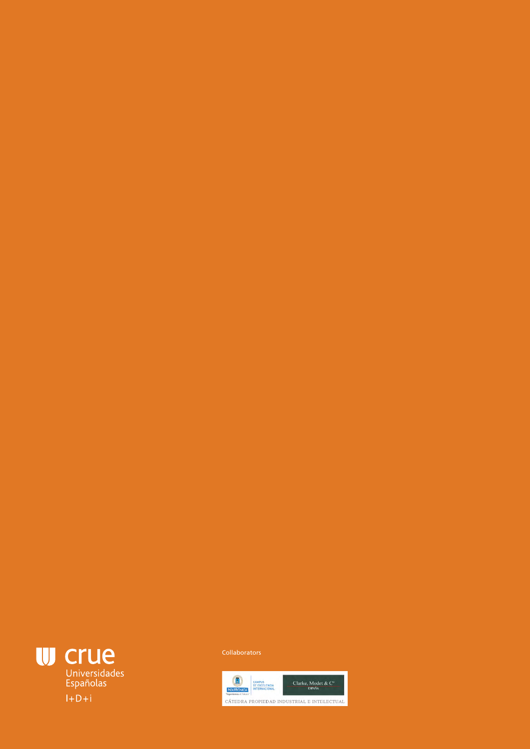crue
Universidades Españolas
I+D+i

Collaborators

POLITÉCNICA
"Ingeniamos el futuro"
CAMPUS DE EXCELENCIA INTERNACIONAL

Clarke, Modet & C°
ESPAÑA

CÁTEDRA PROPIEDAD INDUSTRIAL E INTELECTUAL